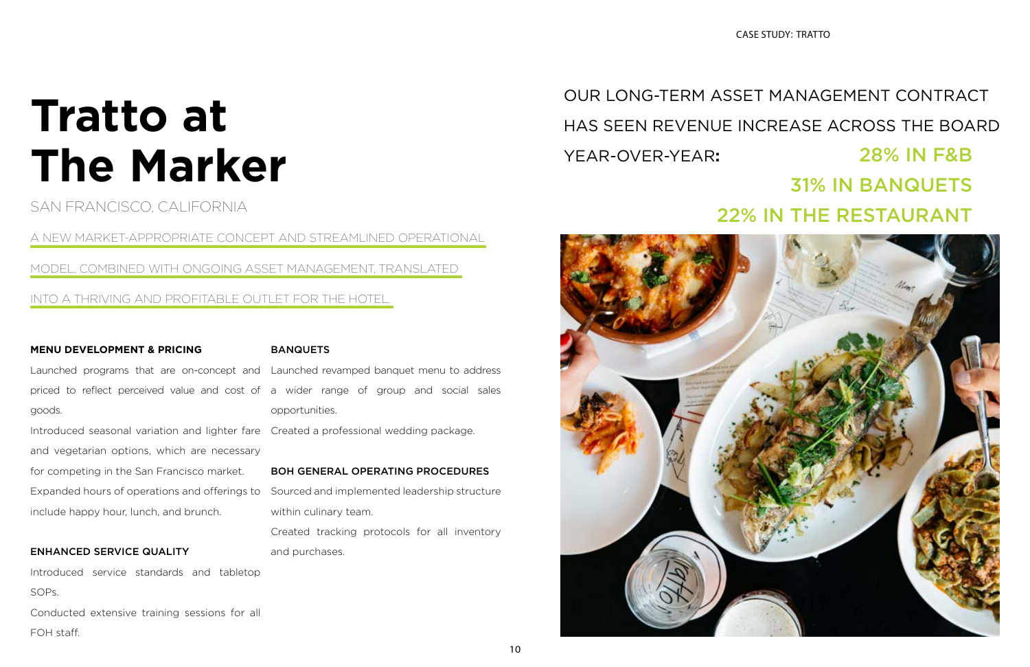# Tratto at The Marker

SAN FRANCISCO, CALIFORNIA

A NEW MARKET-APPROPRIATE CONCEPT AND STREAMLINED OPERATIONAL MODEL, COMBINED WITH ONGOING ASSET MANAGEMENT, TRANSLATED INTO A THRIVING AND PROFITABLE OUTLET FOR THE HOTEL.

**MENU DEVELOPMENT & PRICING**

Launched programs that are on-concept and priced to reflect perceived value and cost of goods.

Introduced seasonal variation and lighter fare and vegetarian options, which are necessary for competing in the San Francisco market.

Expanded hours of operations and offerings to include happy hour, lunch, and brunch.

**ENHANCED SERVICE QUALITY**

Introduced service standards and tabletop SOPs.

Conducted extensive training sessions for all FOH staff.

**BANQUETS**

Launched revamped banquet menu to address a wider range of group and social sales opportunities.

Created a professional wedding package.

**BOH GENERAL OPERATING PROCEDURES**

Sourced and implemented leadership structure within culinary team.

Created tracking protocols for all inventory and purchases.

OUR LONG-TERM ASSET MANAGEMENT CONTRACT HAS SEEN REVENUE INCREASE ACROSS THE BOARD YEAR-OVER-YEAR:

28% IN F&B

31% IN BANQUETS

22% IN THE RESTAURANT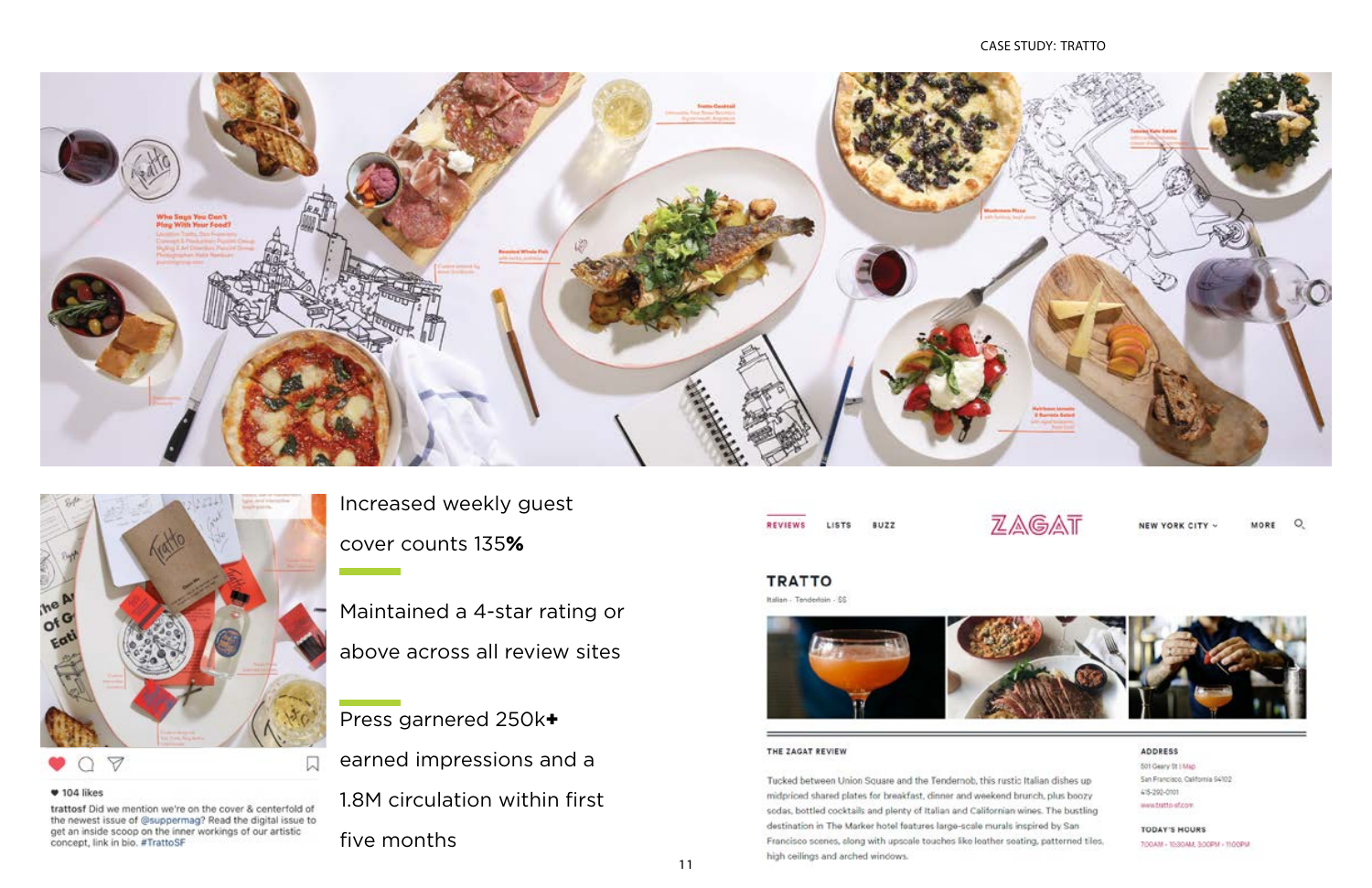Increased weekly guest cover counts 135**%**

Maintained a 4-star rating or above across all review sites

Press garnered 250k**+** earned impressions and a 1.8M circulation within first five months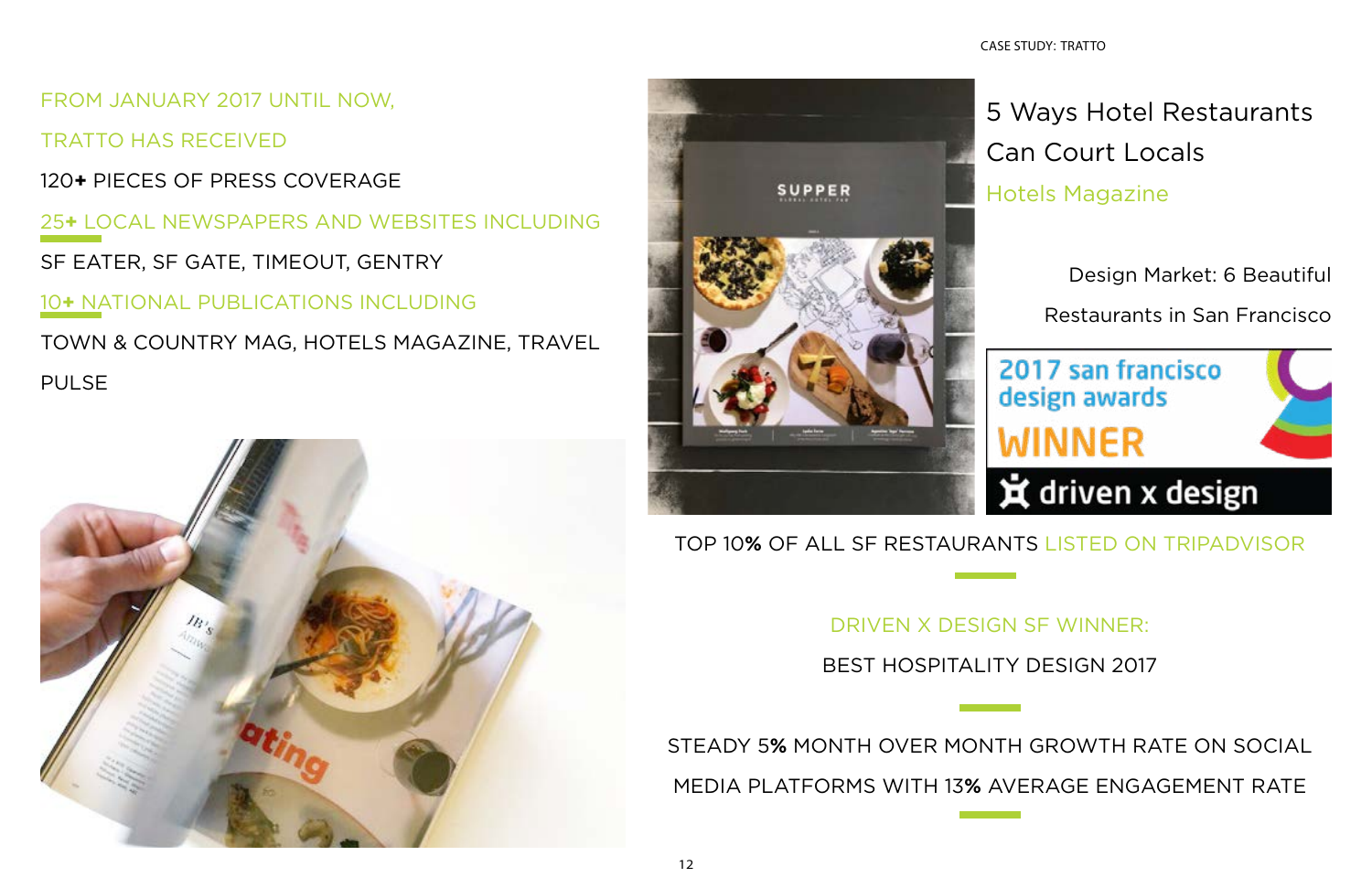FROM JANUARY 2017 UNTIL NOW,

TRATTO HAS RECEIVED

120**+** PIECES OF PRESS COVERAGE

25**+** LOCAL NEWSPAPERS AND WEBSITES INCLUDING

SF EATER, SF GATE, TIMEOUT, GENTRY

10**+** NATIONAL PUBLICATIONS INCLUDING

TOWN & COUNTRY MAG, HOTELS MAGAZINE, TRAVEL PULSE

5 Ways Hotel Restaurants Can Court Locals

Hotels Magazine

Design Market: 6 Beautiful Restaurants in San Francisco

2017 san francisco design awards WINNER driven x design

TOP 10**%** OF ALL SF RESTAURANTS LISTED ON TRIPADVISOR

DRIVEN X DESIGN SF WINNER:

BEST HOSPITALITY DESIGN 2017

STEADY 5**%** MONTH OVER MONTH GROWTH RATE ON SOCIAL MEDIA PLATFORMS WITH 13**%** AVERAGE ENGAGEMENT RATE